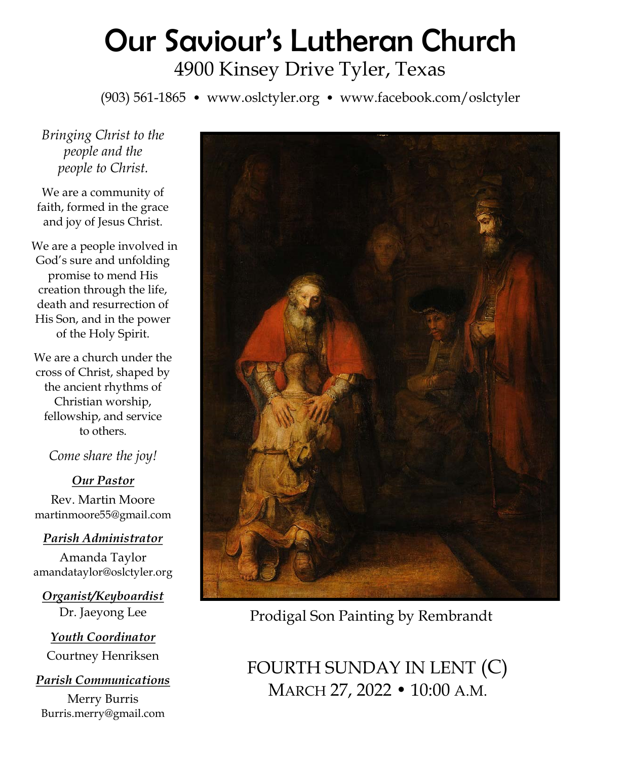# Our Saviour's Lutheran Church

4900 Kinsey Drive Tyler, Texas

(903) 561-1865 • www.oslctyler.org • www.facebook.com/oslctyler

*Bringing Christ to the people and the people to Christ.*

We are a community of faith, formed in the grace and joy of Jesus Christ.

We are a people involved in God's sure and unfolding promise to mend His creation through the life, death and resurrection of His Son, and in the power of the Holy Spirit.

We are a church under the cross of Christ, shaped by the ancient rhythms of Christian worship, fellowship, and service to others.

*Come share the joy!*

***Our Pastor***

Rev. Martin Moore
martinmoore55@gmail.com

***Parish Administrator***

Amanda Taylor
amandataylor@oslctyler.org

***Organist/Keyboardist***

Dr. Jaeyong Lee

***Youth Coordinator***

Courtney Henriksen

***Parish Communications***

Merry Burris
Burris.merry@gmail.com

Prodigal Son Painting by Rembrandt

## FOURTH SUNDAY IN LENT (C)

MARCH 27, 2022 • 10:00 A.M.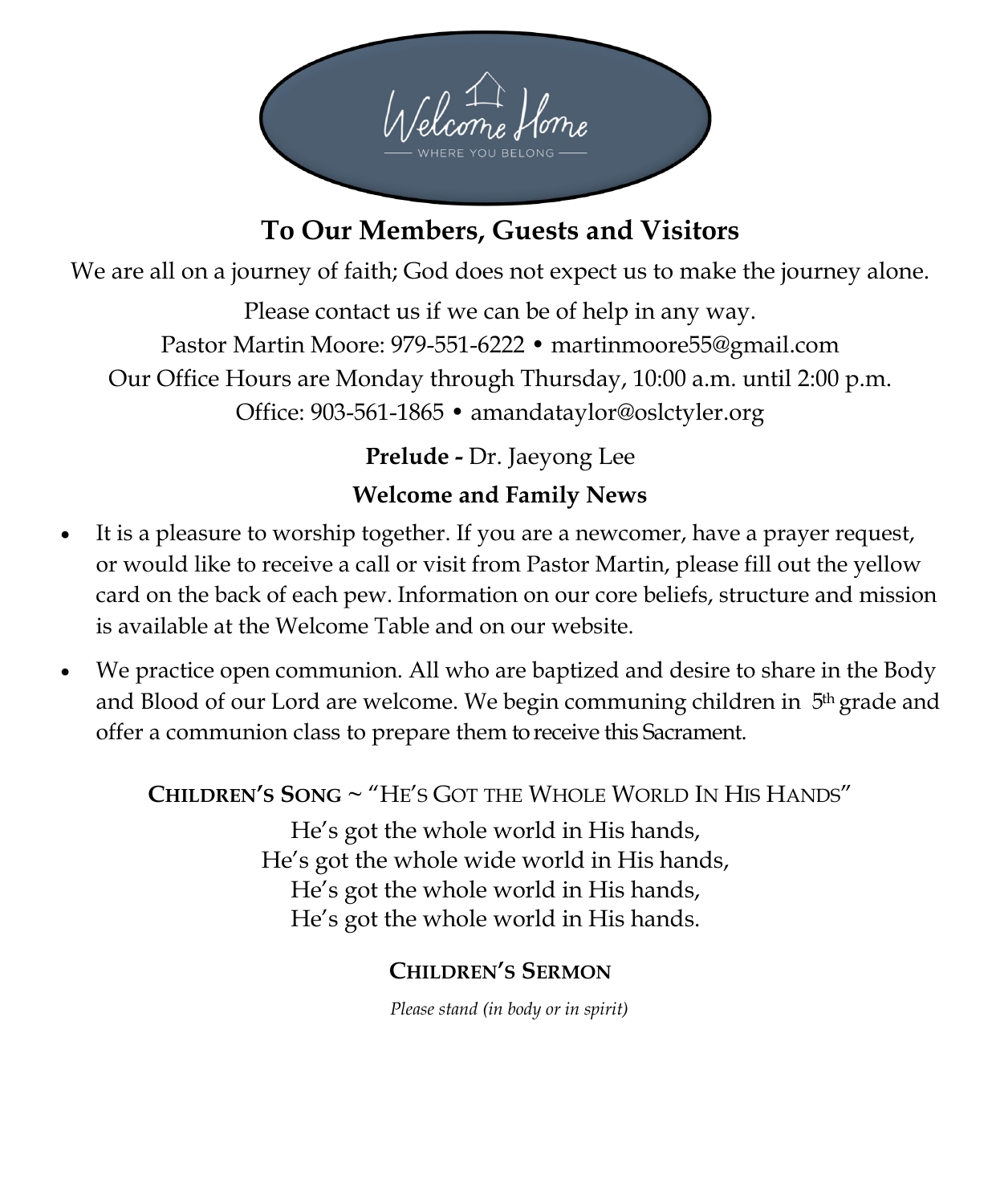Welcome Home

WHERE YOU BELONG

## To Our Members, Guests and Visitors

We are all on a journey of faith; God does not expect us to make the journey alone.

Please contact us if we can be of help in any way.

Pastor Martin Moore: 979-551-6222 • martinmoore55@gmail.com

Our Office Hours are Monday through Thursday, 10:00 a.m. until 2:00 p.m.

Office: 903-561-1865 • amandataylor@oslctyler.org

**Prelude -** Dr. Jaeyong Lee

### Welcome and Family News

- It is a pleasure to worship together. If you are a newcomer, have a prayer request, or would like to receive a call or visit from Pastor Martin, please fill out the yellow card on the back of each pew. Information on our core beliefs, structure and mission is available at the Welcome Table and on our website.
- We practice open communion. All who are baptized and desire to share in the Body and Blood of our Lord are welcome. We begin communing children in 5th grade and offer a communion class to prepare them to receive this Sacrament.

**CHILDREN'S SONG** ~ "HE'S GOT THE WHOLE WORLD IN HIS HANDS"

He's got the whole world in His hands,
He's got the whole wide world in His hands,
He's got the whole world in His hands,
He's got the whole world in His hands.

**CHILDREN'S SERMON**

*Please stand (in body or in spirit)*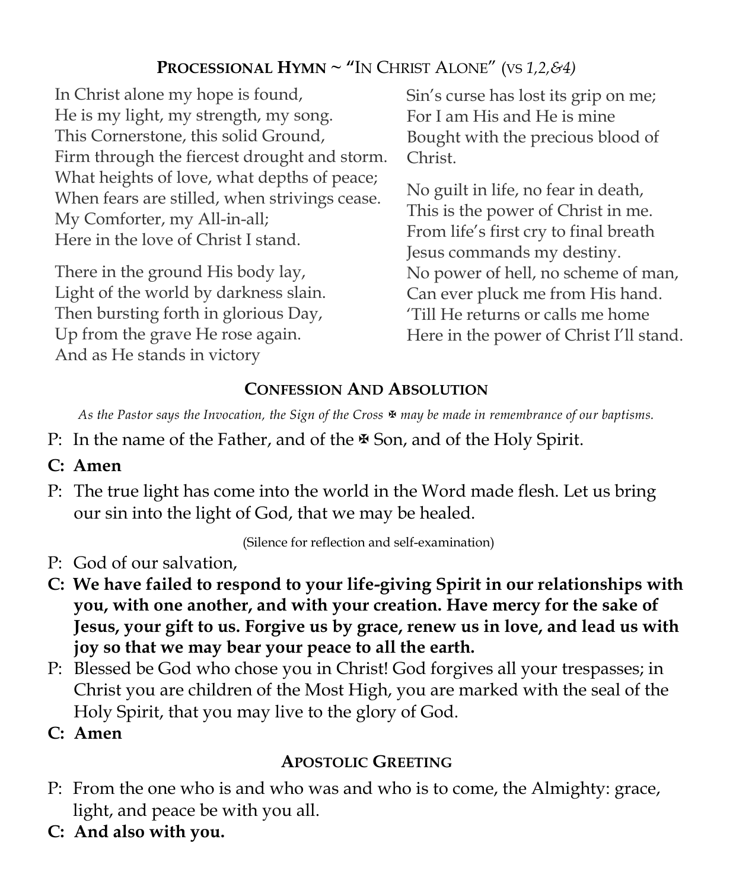## PROCESSIONAL HYMN ~ "IN CHRIST ALONE" (VS *1,2,&4)*

In Christ alone my hope is found,
He is my light, my strength, my song.
This Cornerstone, this solid Ground,
Firm through the fiercest drought and storm.
What heights of love, what depths of peace;
When fears are stilled, when strivings cease.
My Comforter, my All-in-all;
Here in the love of Christ I stand.

There in the ground His body lay,
Light of the world by darkness slain.
Then bursting forth in glorious Day,
Up from the grave He rose again.
And as He stands in victory
Sin's curse has lost its grip on me;
For I am His and He is mine
Bought with the precious blood of Christ.

No guilt in life, no fear in death,
This is the power of Christ in me.
From life's first cry to final breath
Jesus commands my destiny.
No power of hell, no scheme of man,
Can ever pluck me from His hand.
'Till He returns or calls me home
Here in the power of Christ I'll stand.

## CONFESSION AND ABSOLUTION

*As the Pastor says the Invocation, the Sign of the Cross ✠ may be made in remembrance of our baptisms.*

P: In the name of the Father, and of the ✠ Son, and of the Holy Spirit.

**C: Amen**

P: The true light has come into the world in the Word made flesh. Let us bring our sin into the light of God, that we may be healed.

(Silence for reflection and self-examination)

P: God of our salvation,

**C: We have failed to respond to your life-giving Spirit in our relationships with you, with one another, and with your creation. Have mercy for the sake of Jesus, your gift to us. Forgive us by grace, renew us in love, and lead us with joy so that we may bear your peace to all the earth.**

P: Blessed be God who chose you in Christ! God forgives all your trespasses; in Christ you are children of the Most High, you are marked with the seal of the Holy Spirit, that you may live to the glory of God.

**C: Amen**

## APOSTOLIC GREETING

P: From the one who is and who was and who is to come, the Almighty: grace, light, and peace be with you all.

**C: And also with you.**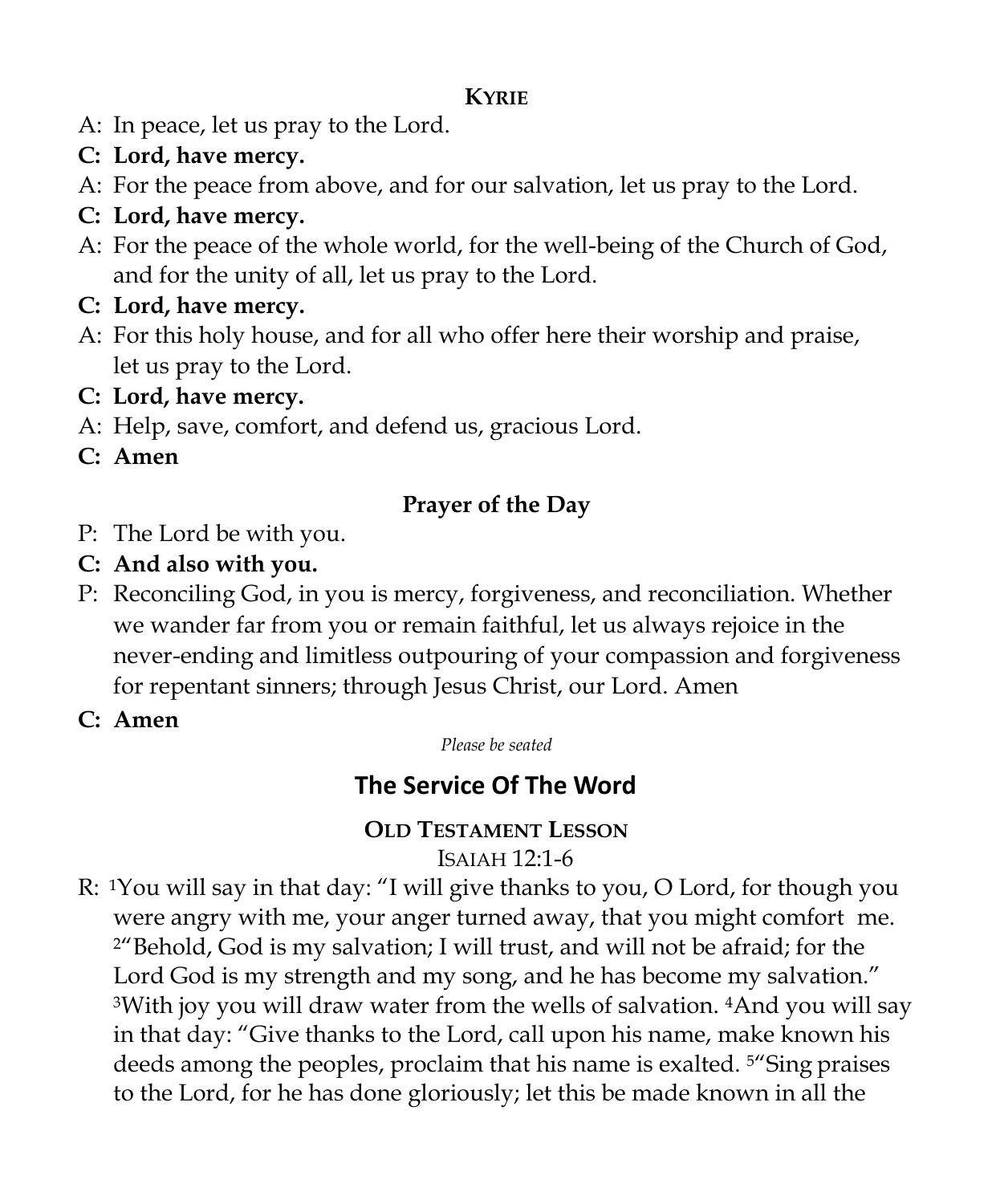### KYRIE

A: In peace, let us pray to the Lord.

**C: Lord, have mercy.**

A: For the peace from above, and for our salvation, let us pray to the Lord.

**C: Lord, have mercy.**

A: For the peace of the whole world, for the well-being of the Church of God, and for the unity of all, let us pray to the Lord.

**C: Lord, have mercy.**

A: For this holy house, and for all who offer here their worship and praise, let us pray to the Lord.

**C: Lord, have mercy.**

A: Help, save, comfort, and defend us, gracious Lord.

**C: Amen**

### Prayer of the Day

P: The Lord be with you.

**C: And also with you.**

P: Reconciling God, in you is mercy, forgiveness, and reconciliation. Whether we wander far from you or remain faithful, let us always rejoice in the never-ending and limitless outpouring of your compassion and forgiveness for repentant sinners; through Jesus Christ, our Lord. Amen

**C: Amen**

*Please be seated*

## The Service Of The Word

### OLD TESTAMENT LESSON

ISAIAH 12:1-6

R: [1]You will say in that day: "I will give thanks to you, O Lord, for though you were angry with me, your anger turned away, that you might comfort me. [2]"Behold, God is my salvation; I will trust, and will not be afraid; for the Lord God is my strength and my song, and he has become my salvation." [3]With joy you will draw water from the wells of salvation. [4]And you will say in that day: "Give thanks to the Lord, call upon his name, make known his deeds among the peoples, proclaim that his name is exalted. [5]"Sing praises to the Lord, for he has done gloriously; let this be made known in all the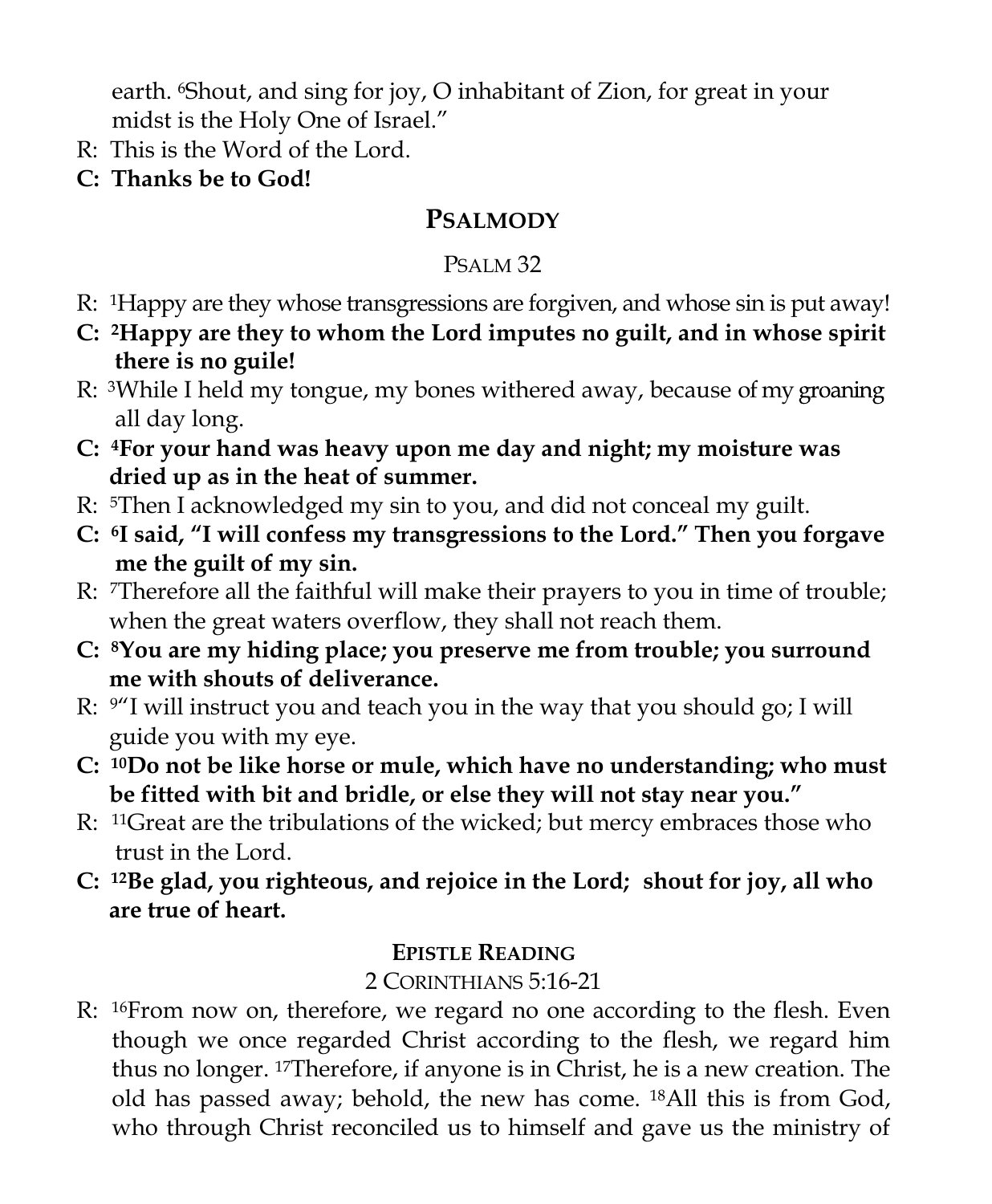earth. [6]Shout, and sing for joy, O inhabitant of Zion, for great in your midst is the Holy One of Israel."

R: This is the Word of the Lord.

**C: Thanks be to God!**

## Psalmody

### Psalm 32

R: [1]Happy are they whose transgressions are forgiven, and whose sin is put away!

**C: [2]Happy are they to whom the Lord imputes no guilt, and in whose spirit there is no guile!**

R: [3]While I held my tongue, my bones withered away, because of my groaning all day long.

**C: [4]For your hand was heavy upon me day and night; my moisture was dried up as in the heat of summer.**

R: [5]Then I acknowledged my sin to you, and did not conceal my guilt.

**C: [6]I said, "I will confess my transgressions to the Lord." Then you forgave me the guilt of my sin.**

R: [7]Therefore all the faithful will make their prayers to you in time of trouble; when the great waters overflow, they shall not reach them.

**C: [8]You are my hiding place; you preserve me from trouble; you surround me with shouts of deliverance.**

R: [9]"I will instruct you and teach you in the way that you should go; I will guide you with my eye.

**C: [10]Do not be like horse or mule, which have no understanding; who must be fitted with bit and bridle, or else they will not stay near you."**

R: [11]Great are the tribulations of the wicked; but mercy embraces those who trust in the Lord.

**C: [12]Be glad, you righteous, and rejoice in the Lord; shout for joy, all who are true of heart.**

## Epistle Reading

### 2 Corinthians 5:16-21

R: [16]From now on, therefore, we regard no one according to the flesh. Even though we once regarded Christ according to the flesh, we regard him thus no longer. [17]Therefore, if anyone is in Christ, he is a new creation. The old has passed away; behold, the new has come. [18]All this is from God, who through Christ reconciled us to himself and gave us the ministry of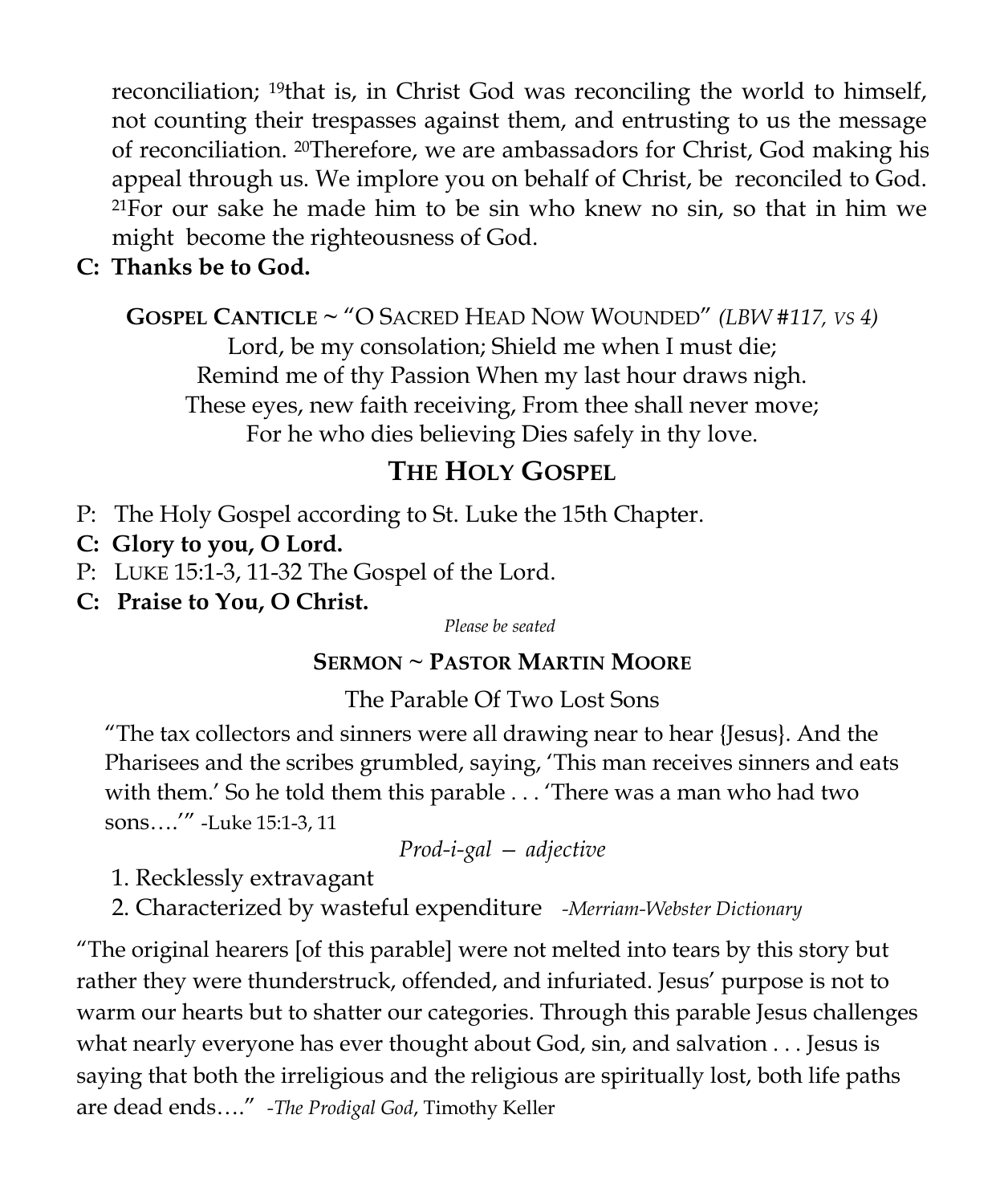reconciliation; [19]that is, in Christ God was reconciling the world to himself, not counting their trespasses against them, and entrusting to us the message of reconciliation. [20]Therefore, we are ambassadors for Christ, God making his appeal through us. We implore you on behalf of Christ, be reconciled to God. [21]For our sake he made him to be sin who knew no sin, so that in him we might become the righteousness of God.

**C: Thanks be to God.**

**GOSPEL CANTICLE** ~ "O SACRED HEAD NOW WOUNDED" *(LBW #117, VS 4)*

Lord, be my consolation; Shield me when I must die;
Remind me of thy Passion When my last hour draws nigh.
These eyes, new faith receiving, From thee shall never move;
For he who dies believing Dies safely in thy love.

## THE HOLY GOSPEL

P: The Holy Gospel according to St. Luke the 15th Chapter.

**C: Glory to you, O Lord.**

P: LUKE 15:1-3, 11-32 The Gospel of the Lord.

**C: Praise to You, O Christ.**

*Please be seated*

**SERMON ~ PASTOR MARTIN MOORE**

The Parable Of Two Lost Sons

"The tax collectors and sinners were all drawing near to hear {Jesus}. And the Pharisees and the scribes grumbled, saying, 'This man receives sinners and eats with them.' So he told them this parable . . . 'There was a man who had two sons….'" -Luke 15:1-3, 11

*Prod-i-gal – adjective*

1. Recklessly extravagant
2. Characterized by wasteful expenditure *-Merriam-Webster Dictionary*

"The original hearers [of this parable] were not melted into tears by this story but rather they were thunderstruck, offended, and infuriated. Jesus' purpose is not to warm our hearts but to shatter our categories. Through this parable Jesus challenges what nearly everyone has ever thought about God, sin, and salvation . . . Jesus is saying that both the irreligious and the religious are spiritually lost, both life paths are dead ends…." *-The Prodigal God*, Timothy Keller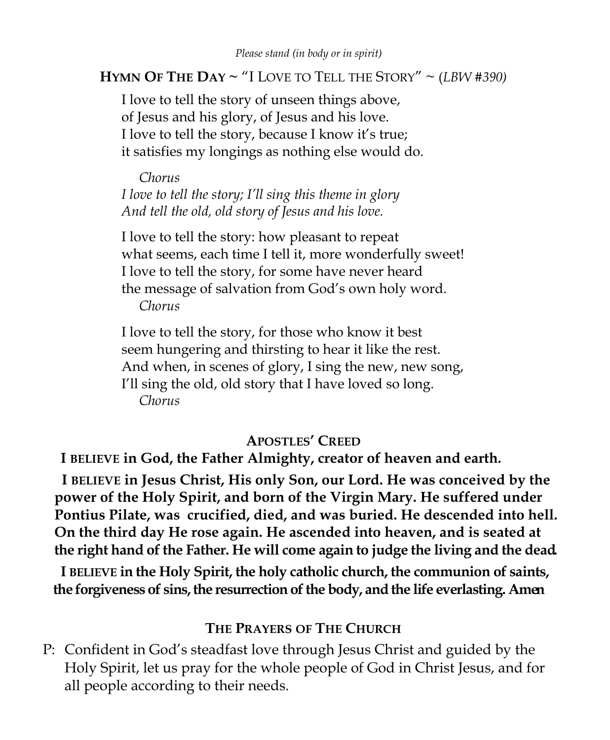*Please stand (in body or in spirit)*

## HYMN OF THE DAY ~ "I LOVE TO TELL THE STORY" ~ (*LBW #390)*

I love to tell the story of unseen things above,
of Jesus and his glory, of Jesus and his love.
I love to tell the story, because I know it's true;
it satisfies my longings as nothing else would do.

*Chorus*
*I love to tell the story; I'll sing this theme in glory*
*And tell the old, old story of Jesus and his love.*

I love to tell the story: how pleasant to repeat
what seems, each time I tell it, more wonderfully sweet!
I love to tell the story, for some have never heard
the message of salvation from God's own holy word.
*Chorus*

I love to tell the story, for those who know it best
seem hungering and thirsting to hear it like the rest.
And when, in scenes of glory, I sing the new, new song,
I'll sing the old, old story that I have loved so long.
*Chorus*

## APOSTLES' CREED

**I BELIEVE in God, the Father Almighty, creator of heaven and earth.**

**I BELIEVE in Jesus Christ, His only Son, our Lord. He was conceived by the power of the Holy Spirit, and born of the Virgin Mary. He suffered under Pontius Pilate, was crucified, died, and was buried. He descended into hell. On the third day He rose again. He ascended into heaven, and is seated at the right hand of the Father. He will come again to judge the living and the dead.**

**I BELIEVE in the Holy Spirit, the holy catholic church, the communion of saints, the forgiveness of sins, the resurrection of the body, and the life everlasting. Amen**

## THE PRAYERS OF THE CHURCH

P: Confident in God's steadfast love through Jesus Christ and guided by the Holy Spirit, let us pray for the whole people of God in Christ Jesus, and for all people according to their needs.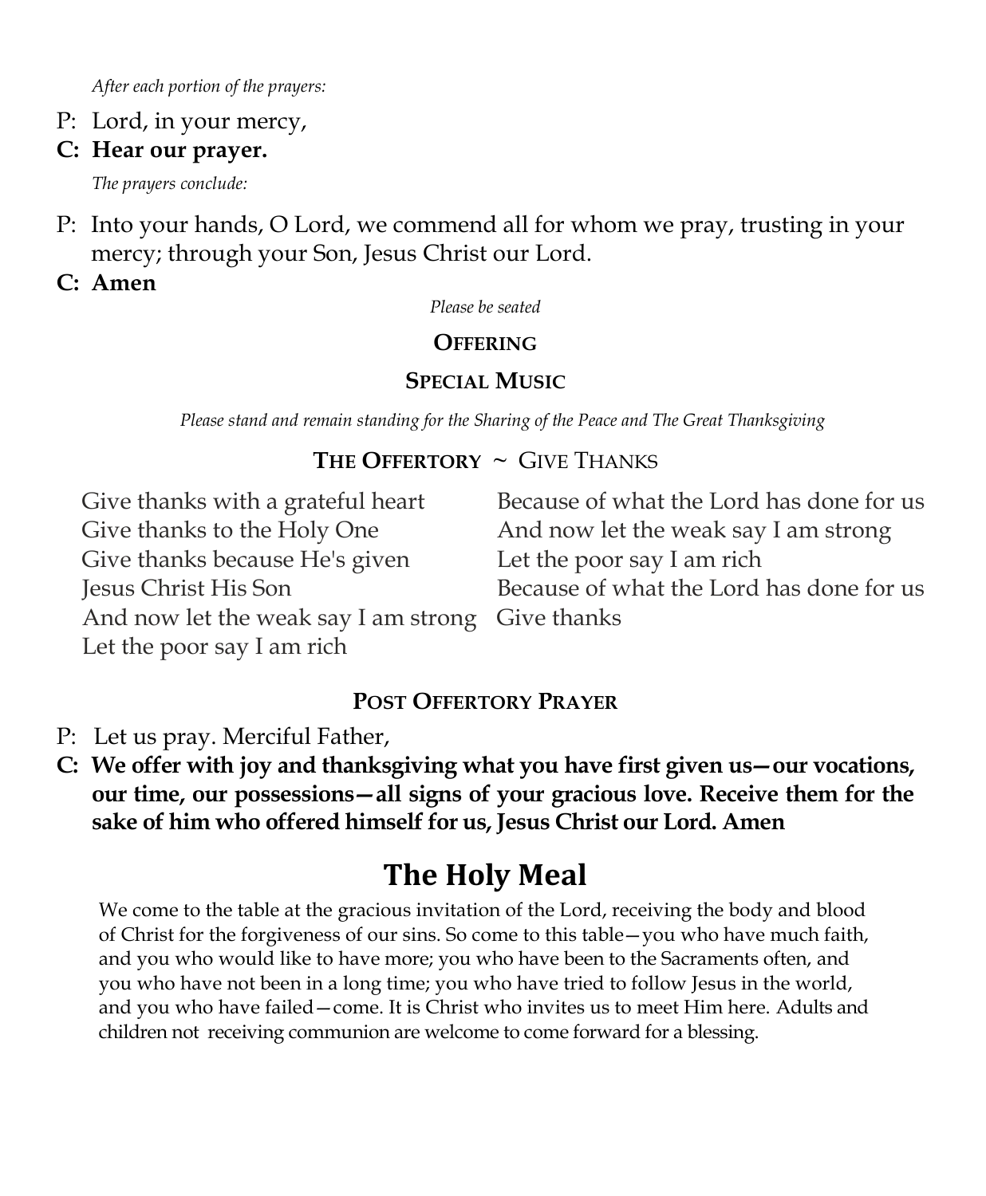*After each portion of the prayers:*

P: Lord, in your mercy,

**C: Hear our prayer.**

*The prayers conclude:*

P: Into your hands, O Lord, we commend all for whom we pray, trusting in your mercy; through your Son, Jesus Christ our Lord.

**C: Amen**

*Please be seated*

### OFFERING

### SPECIAL MUSIC

*Please stand and remain standing for the Sharing of the Peace and The Great Thanksgiving*

### THE OFFERTORY ~ GIVE THANKS

Give thanks with a grateful heart
Give thanks to the Holy One
Give thanks because He's given
Jesus Christ His Son
And now let the weak say I am strong
Let the poor say I am rich
Because of what the Lord has done for us
And now let the weak say I am strong
Let the poor say I am rich
Because of what the Lord has done for us
Give thanks

### POST OFFERTORY PRAYER

P: Let us pray. Merciful Father,

**C: We offer with joy and thanksgiving what you have first given us—our vocations, our time, our possessions—all signs of your gracious love. Receive them for the sake of him who offered himself for us, Jesus Christ our Lord. Amen**

# The Holy Meal

We come to the table at the gracious invitation of the Lord, receiving the body and blood of Christ for the forgiveness of our sins. So come to this table—you who have much faith, and you who would like to have more; you who have been to the Sacraments often, and you who have not been in a long time; you who have tried to follow Jesus in the world, and you who have failed—come. It is Christ who invites us to meet Him here. Adults and children not receiving communion are welcome to come forward for a blessing.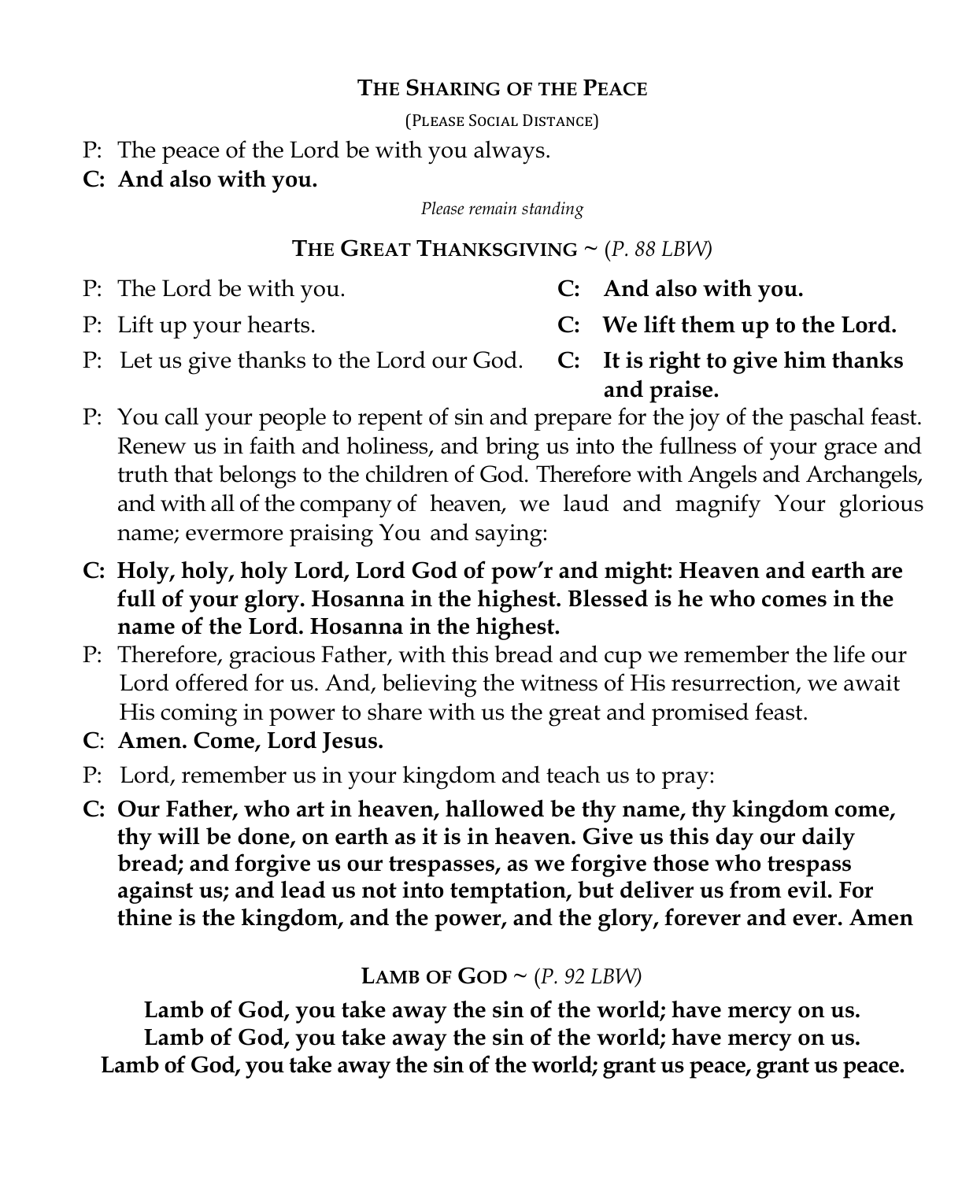## The Sharing of the Peace

(Please Social Distance)

P: The peace of the Lord be with you always.

**C: And also with you.**

*Please remain standing*

## The Great Thanksgiving ~ (*P. 88 LBW*)

P: The Lord be with you. **C: And also with you.**

P: Lift up your hearts. **C: We lift them up to the Lord.**

P: Let us give thanks to the Lord our God. **C: It is right to give him thanks and praise.**

P: You call your people to repent of sin and prepare for the joy of the paschal feast. Renew us in faith and holiness, and bring us into the fullness of your grace and truth that belongs to the children of God. Therefore with Angels and Archangels, and with all of the company of heaven, we laud and magnify Your glorious name; evermore praising You and saying:

**C: Holy, holy, holy Lord, Lord God of pow'r and might: Heaven and earth are full of your glory. Hosanna in the highest. Blessed is he who comes in the name of the Lord. Hosanna in the highest.**

P: Therefore, gracious Father, with this bread and cup we remember the life our Lord offered for us. And, believing the witness of His resurrection, we await His coming in power to share with us the great and promised feast.

**C: Amen. Come, Lord Jesus.**

P: Lord, remember us in your kingdom and teach us to pray:

**C: Our Father, who art in heaven, hallowed be thy name, thy kingdom come, thy will be done, on earth as it is in heaven. Give us this day our daily bread; and forgive us our trespasses, as we forgive those who trespass against us; and lead us not into temptation, but deliver us from evil. For thine is the kingdom, and the power, and the glory, forever and ever. Amen**

## Lamb of God ~ (*P. 92 LBW*)

**Lamb of God, you take away the sin of the world; have mercy on us.**
**Lamb of God, you take away the sin of the world; have mercy on us.**
**Lamb of God, you take away the sin of the world; grant us peace, grant us peace.**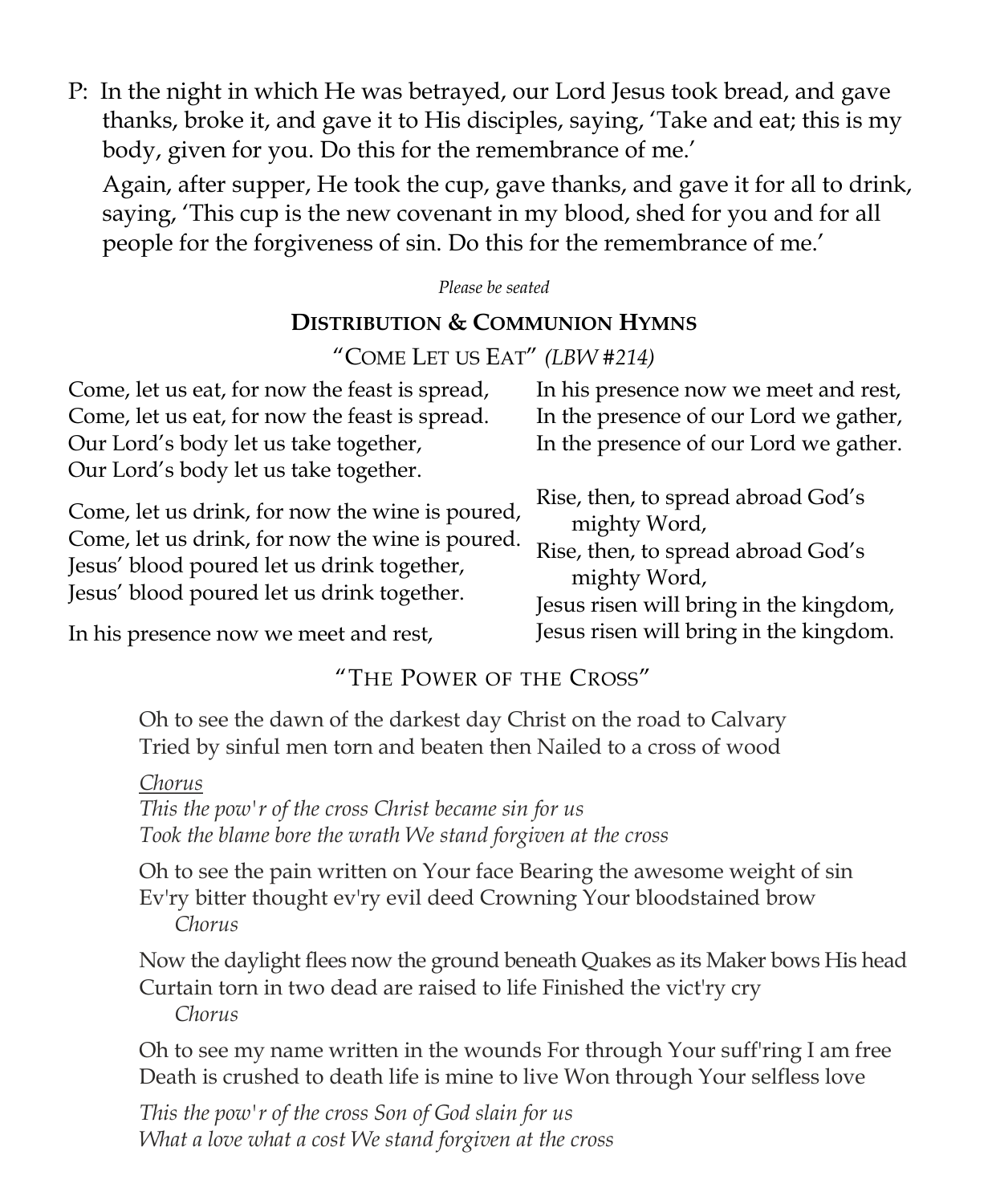P: In the night in which He was betrayed, our Lord Jesus took bread, and gave thanks, broke it, and gave it to His disciples, saying, 'Take and eat; this is my body, given for you. Do this for the remembrance of me.'

Again, after supper, He took the cup, gave thanks, and gave it for all to drink, saying, 'This cup is the new covenant in my blood, shed for you and for all people for the forgiveness of sin. Do this for the remembrance of me.'

*Please be seated*

## DISTRIBUTION & COMMUNION HYMNS

### "COME LET US EAT" *(LBW #214)*

Come, let us eat, for now the feast is spread,
Come, let us eat, for now the feast is spread.
Our Lord's body let us take together,
Our Lord's body let us take together.

Come, let us drink, for now the wine is poured,
Come, let us drink, for now the wine is poured.
Jesus' blood poured let us drink together,
Jesus' blood poured let us drink together.

In his presence now we meet and rest,
In his presence now we meet and rest,
In the presence of our Lord we gather,
In the presence of our Lord we gather.

Rise, then, to spread abroad God's mighty Word,
Rise, then, to spread abroad God's mighty Word,
Jesus risen will bring in the kingdom,
Jesus risen will bring in the kingdom.

### "THE POWER OF THE CROSS"

Oh to see the dawn of the darkest day Christ on the road to Calvary
Tried by sinful men torn and beaten then Nailed to a cross of wood

*Chorus*
*This the pow'r of the cross Christ became sin for us*
*Took the blame bore the wrath We stand forgiven at the cross*

Oh to see the pain written on Your face Bearing the awesome weight of sin
Ev'ry bitter thought ev'ry evil deed Crowning Your bloodstained brow
*Chorus*

Now the daylight flees now the ground beneath Quakes as its Maker bows His head
Curtain torn in two dead are raised to life Finished the vict'ry cry
*Chorus*

Oh to see my name written in the wounds For through Your suff'ring I am free
Death is crushed to death life is mine to live Won through Your selfless love

*This the pow'r of the cross Son of God slain for us*
*What a love what a cost We stand forgiven at the cross*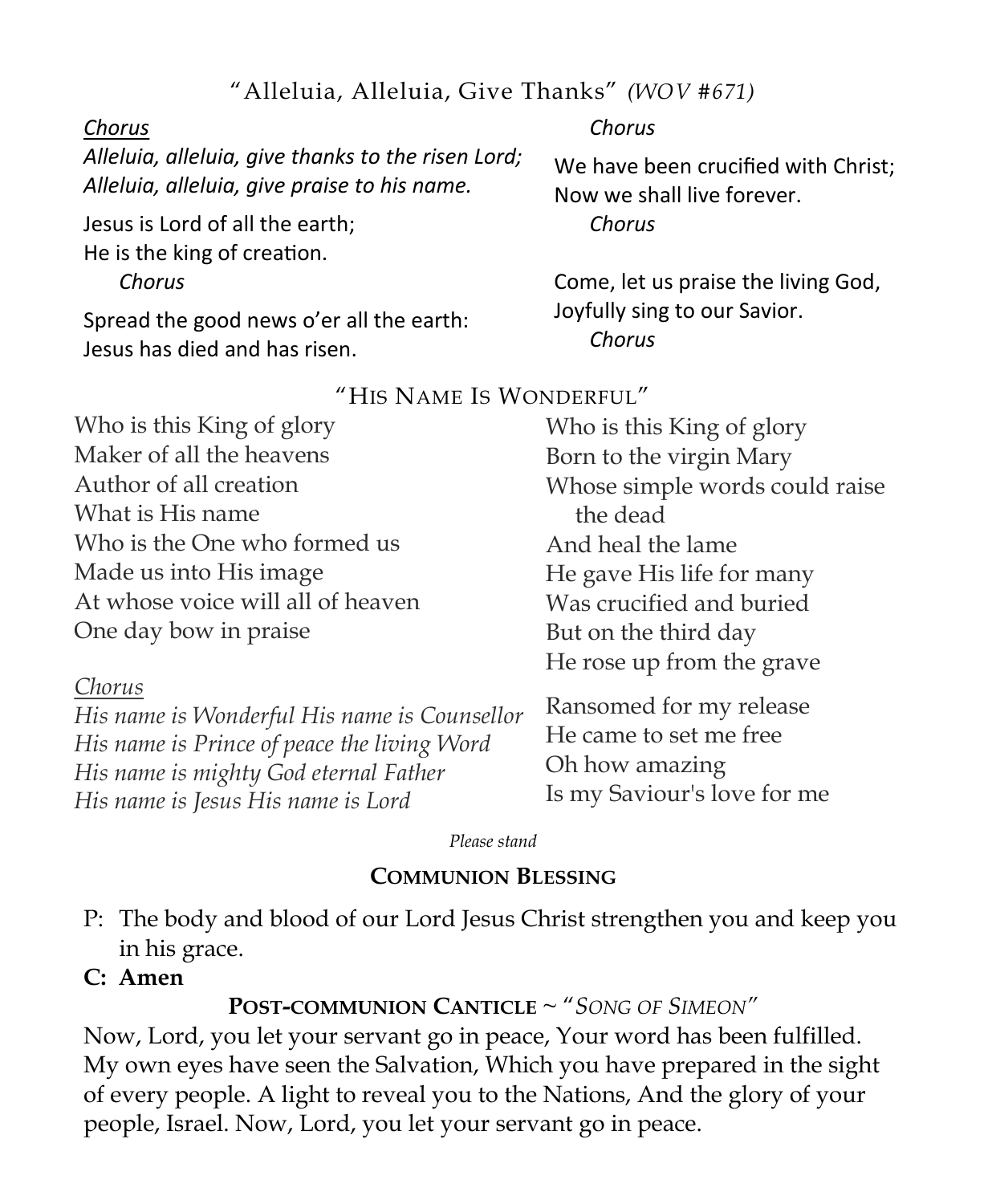## "Alleluia, Alleluia, Give Thanks" *(WOV #671)*

*Chorus*
*Alleluia, alleluia, give thanks to the risen Lord;*
*Alleluia, alleluia, give praise to his name.*

Jesus is Lord of all the earth;
He is the king of creation.
*Chorus*

Spread the good news o'er all the earth:
Jesus has died and has risen.
*Chorus*

We have been crucified with Christ;
Now we shall live forever.
*Chorus*

Come, let us praise the living God,
Joyfully sing to our Savior.
*Chorus*

## "His Name Is Wonderful"

Who is this King of glory
Maker of all the heavens
Author of all creation
What is His name
Who is the One who formed us
Made us into His image
At whose voice will all of heaven
One day bow in praise

*Chorus*
*His name is Wonderful His name is Counsellor*
*His name is Prince of peace the living Word*
*His name is mighty God eternal Father*
*His name is Jesus His name is Lord*

Who is this King of glory
Born to the virgin Mary
Whose simple words could raise the dead
And heal the lame
He gave His life for many
Was crucified and buried
But on the third day
He rose up from the grave

Ransomed for my release
He came to set me free
Oh how amazing
Is my Saviour's love for me

*Please stand*

## Communion Blessing

P: The body and blood of our Lord Jesus Christ strengthen you and keep you in his grace.

**C: Amen**

## Post-communion Canticle ~ "*Song of Simeon*"

Now, Lord, you let your servant go in peace, Your word has been fulfilled. My own eyes have seen the Salvation, Which you have prepared in the sight of every people. A light to reveal you to the Nations, And the glory of your people, Israel. Now, Lord, you let your servant go in peace.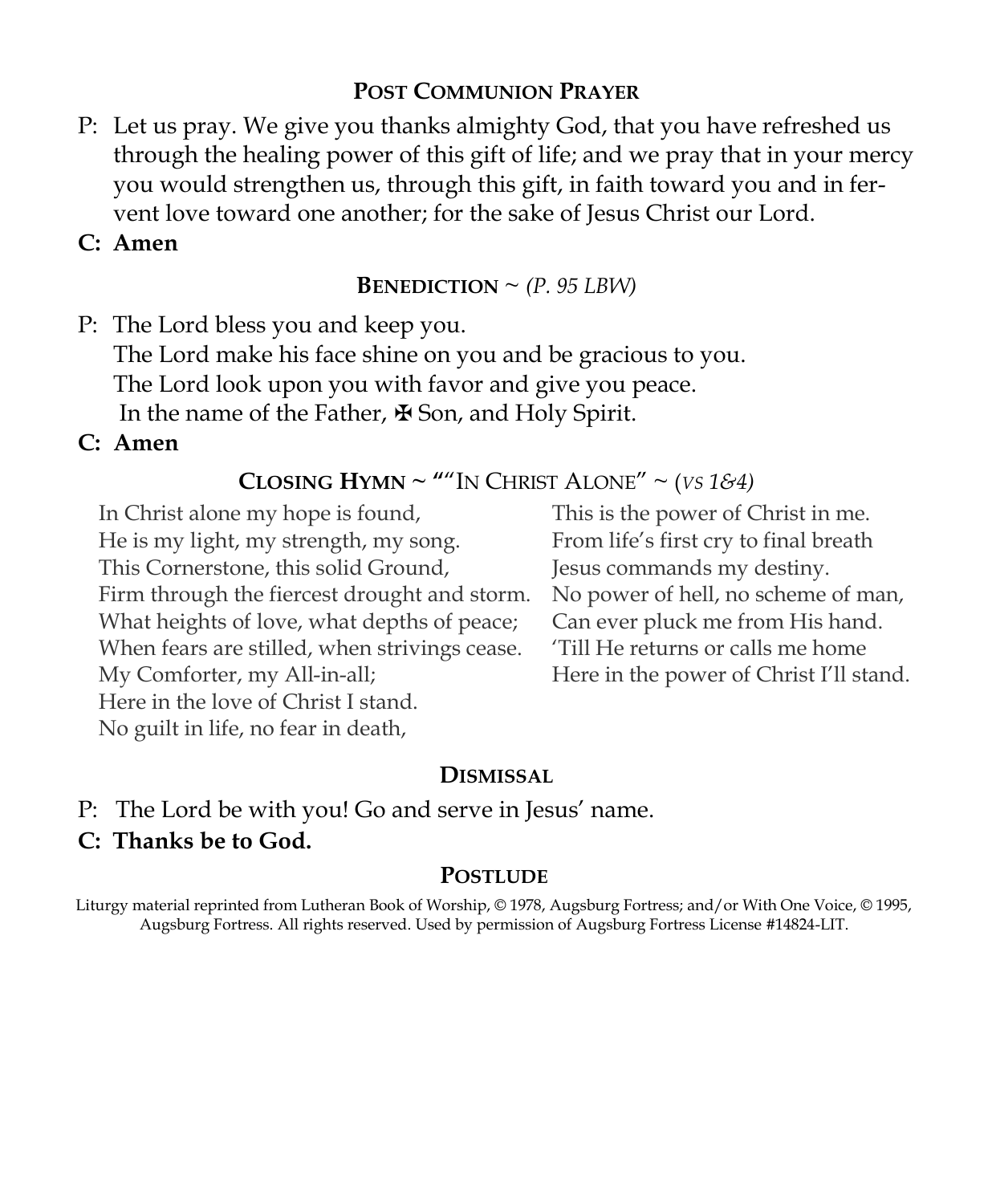## **POST COMMUNION PRAYER**

P: Let us pray. We give you thanks almighty God, that you have refreshed us through the healing power of this gift of life; and we pray that in your mercy you would strengthen us, through this gift, in faith toward you and in fervent love toward one another; for the sake of Jesus Christ our Lord.

**C: Amen**

## **BENEDICTION** ~ *(P. 95 LBW)*

P: The Lord bless you and keep you.
The Lord make his face shine on you and be gracious to you.
The Lord look upon you with favor and give you peace.
In the name of the Father, ✠ Son, and Holy Spirit.

**C: Amen**

## **CLOSING HYMN ~ ""**IN CHRIST ALONE" ~ (*VS 1&4)*

In Christ alone my hope is found,
He is my light, my strength, my song.
This Cornerstone, this solid Ground,
Firm through the fiercest drought and storm.
What heights of love, what depths of peace;
When fears are stilled, when strivings cease.
My Comforter, my All-in-all;
Here in the love of Christ I stand.
No guilt in life, no fear in death,
This is the power of Christ in me.
From life's first cry to final breath
Jesus commands my destiny.
No power of hell, no scheme of man,
Can ever pluck me from His hand.
'Till He returns or calls me home
Here in the power of Christ I'll stand.

## **DISMISSAL**

P: The Lord be with you! Go and serve in Jesus' name.

**C: Thanks be to God.**

## **POSTLUDE**

Liturgy material reprinted from Lutheran Book of Worship, © 1978, Augsburg Fortress; and/or With One Voice, © 1995, Augsburg Fortress. All rights reserved. Used by permission of Augsburg Fortress License #14824-LIT.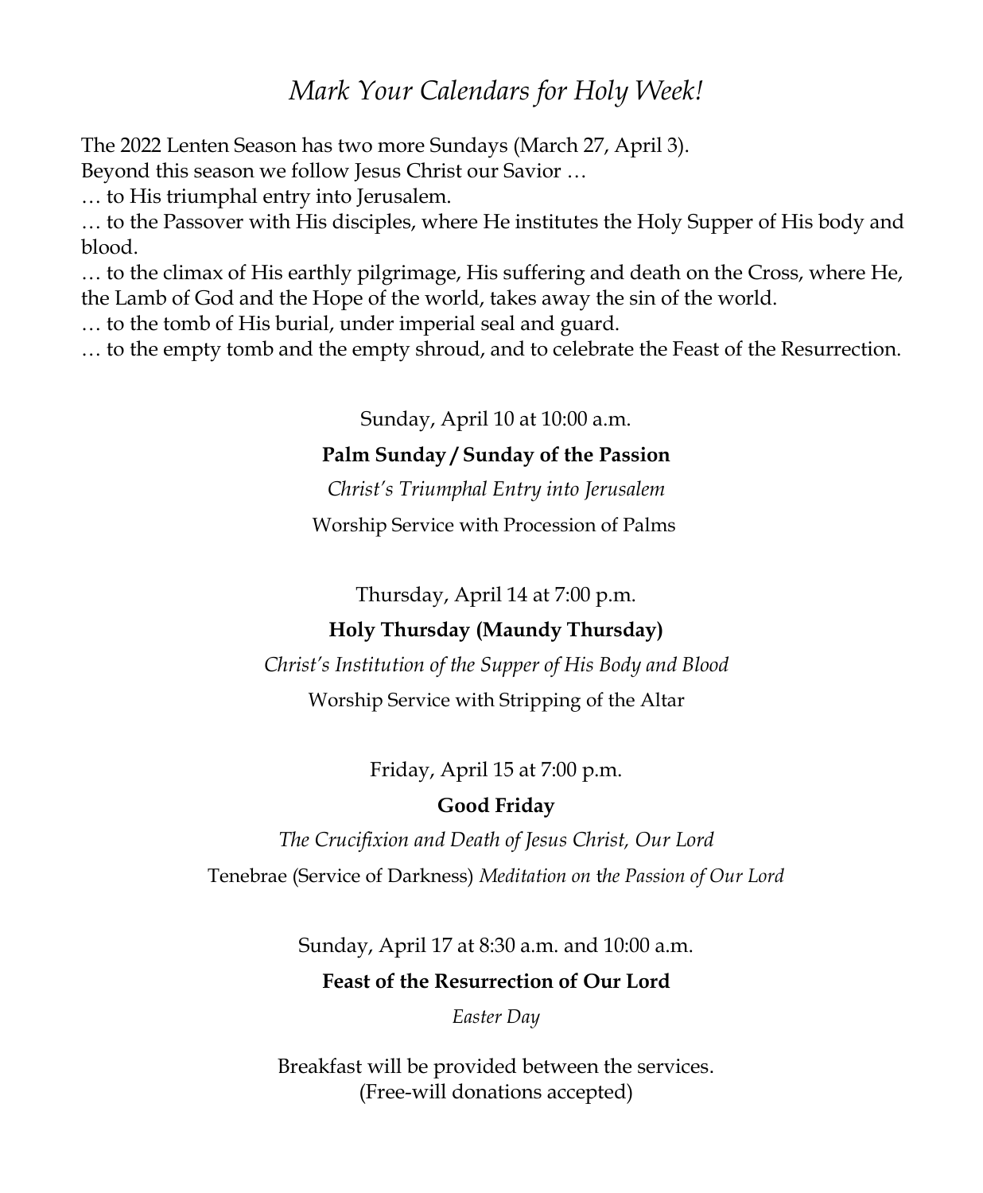# *Mark Your Calendars for Holy Week!*

The 2022 Lenten Season has two more Sundays (March 27, April 3).
Beyond this season we follow Jesus Christ our Savior …
… to His triumphal entry into Jerusalem.
… to the Passover with His disciples, where He institutes the Holy Supper of His body and blood.
… to the climax of His earthly pilgrimage, His suffering and death on the Cross, where He, the Lamb of God and the Hope of the world, takes away the sin of the world.
… to the tomb of His burial, under imperial seal and guard.
… to the empty tomb and the empty shroud, and to celebrate the Feast of the Resurrection.

Sunday, April 10 at 10:00 a.m.

**Palm Sunday / Sunday of the Passion**

*Christ's Triumphal Entry into Jerusalem*

Worship Service with Procession of Palms

Thursday, April 14 at 7:00 p.m.

**Holy Thursday (Maundy Thursday)**

*Christ's Institution of the Supper of His Body and Blood*

Worship Service with Stripping of the Altar

Friday, April 15 at 7:00 p.m.

**Good Friday**

*The Crucifixion and Death of Jesus Christ, Our Lord*

Tenebrae (Service of Darkness) *Meditation on the Passion of Our Lord*

Sunday, April 17 at 8:30 a.m. and 10:00 a.m.

**Feast of the Resurrection of Our Lord**

*Easter Day*

Breakfast will be provided between the services.
(Free-will donations accepted)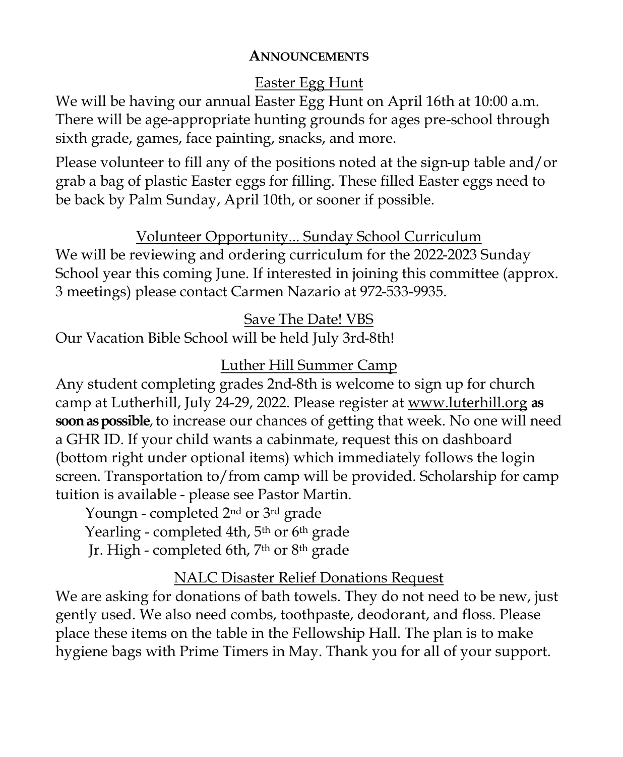## ANNOUNCEMENTS

### Easter Egg Hunt

We will be having our annual Easter Egg Hunt on April 16th at 10:00 a.m. There will be age-appropriate hunting grounds for ages pre-school through sixth grade, games, face painting, snacks, and more.

Please volunteer to fill any of the positions noted at the sign-up table and/or grab a bag of plastic Easter eggs for filling. These filled Easter eggs need to be back by Palm Sunday, April 10th, or sooner if possible.

### Volunteer Opportunity... Sunday School Curriculum

We will be reviewing and ordering curriculum for the 2022-2023 Sunday School year this coming June. If interested in joining this committee (approx. 3 meetings) please contact Carmen Nazario at 972-533-9935.

### Save The Date! VBS

Our Vacation Bible School will be held July 3rd-8th!

### Luther Hill Summer Camp

Any student completing grades 2nd-8th is welcome to sign up for church camp at Lutherhill, July 24-29, 2022. Please register at www.luterhill.org **as soon as possible**, to increase our chances of getting that week. No one will need a GHR ID. If your child wants a cabinmate, request this on dashboard (bottom right under optional items) which immediately follows the login screen. Transportation to/from camp will be provided. Scholarship for camp tuition is available - please see Pastor Martin.

Youngn - completed 2nd or 3rd grade
Yearling - completed 4th, 5th or 6th grade
Jr. High - completed 6th, 7th or 8th grade

### NALC Disaster Relief Donations Request

We are asking for donations of bath towels. They do not need to be new, just gently used. We also need combs, toothpaste, deodorant, and floss. Please place these items on the table in the Fellowship Hall. The plan is to make hygiene bags with Prime Timers in May. Thank you for all of your support.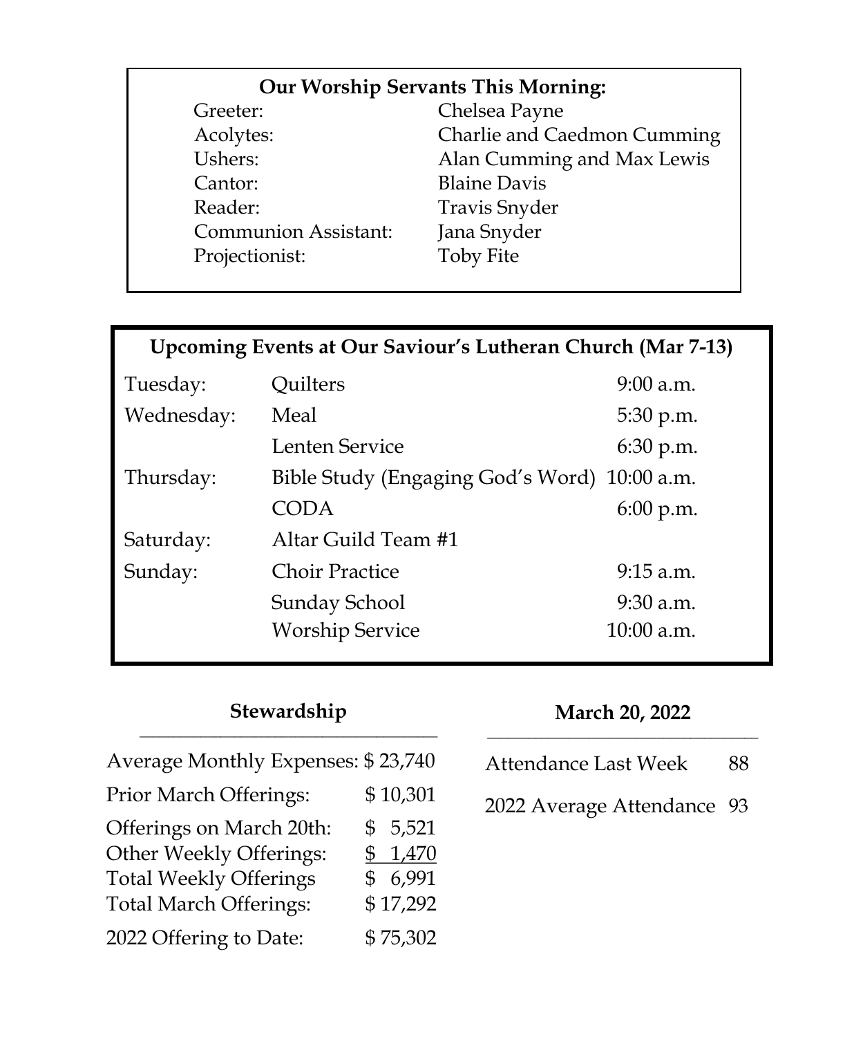**Our Worship Servants This Morning:**

| | |
|---|---|
| Greeter: | Chelsea Payne |
| Acolytes: | Charlie and Caedmon Cumming |
| Ushers: | Alan Cumming and Max Lewis |
| Cantor: | Blaine Davis |
| Reader: | Travis Snyder |
| Communion Assistant: | Jana Snyder |
| Projectionist: | Toby Fite |

**Upcoming Events at Our Saviour's Lutheran Church (Mar 7-13)**

| | | |
|---|---|---|
| Tuesday: | Quilters | 9:00 a.m. |
| Wednesday: | Meal | 5:30 p.m. |
| | Lenten Service | 6:30 p.m. |
| Thursday: | Bible Study (Engaging God's Word) | 10:00 a.m. |
| | CODA | 6:00 p.m. |
| Saturday: | Altar Guild Team #1 | |
| Sunday: | Choir Practice | 9:15 a.m. |
| | Sunday School | 9:30 a.m. |
| | Worship Service | 10:00 a.m. |

**Stewardship**

| | |
|---|---|
| Average Monthly Expenses: | $ 23,740 |
| Prior March Offerings: | $ 10,301 |
| Offerings on March 20th: | $ 5,521 |
| Other Weekly Offerings: | $ 1,470 |
| Total Weekly Offerings | $ 6,991 |
| Total March Offerings: | $ 17,292 |
| 2022 Offering to Date: | $ 75,302 |

**March 20, 2022**

| | |
|---|---|
| Attendance Last Week | 88 |
| 2022 Average Attendance | 93 |